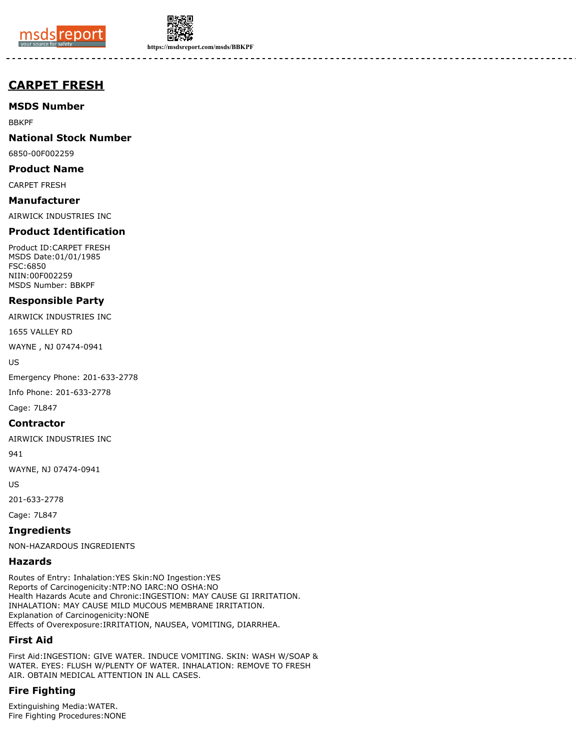# CARPET FRESH

## MSDS Number

BBKPF

## National Stock Number

6850-00F002259

## Product Name

CARPET FRESH

## Manufacturer

AIRWICK INDUSTRIES INC

## Product Identification

Product ID:CARPET FRESH
MSDS Date:01/01/1985
FSC:6850
NIIN:00F002259
MSDS Number: BBKPF

## Responsible Party

AIRWICK INDUSTRIES INC

1655 VALLEY RD

WAYNE , NJ 07474-0941

US

Emergency Phone: 201-633-2778

Info Phone: 201-633-2778

Cage: 7L847

## Contractor

AIRWICK INDUSTRIES INC

941

WAYNE, NJ 07474-0941

US

201-633-2778

Cage: 7L847

## Ingredients

NON-HAZARDOUS INGREDIENTS

## Hazards

Routes of Entry: Inhalation:YES Skin:NO Ingestion:YES
Reports of Carcinogenicity:NTP:NO IARC:NO OSHA:NO
Health Hazards Acute and Chronic:INGESTION: MAY CAUSE GI IRRITATION. INHALATION: MAY CAUSE MILD MUCOUS MEMBRANE IRRITATION.
Explanation of Carcinogenicity:NONE
Effects of Overexposure:IRRITATION, NAUSEA, VOMITING, DIARRHEA.

## First Aid

First Aid:INGESTION: GIVE WATER. INDUCE VOMITING. SKIN: WASH W/SOAP & WATER. EYES: FLUSH W/PLENTY OF WATER. INHALATION: REMOVE TO FRESH AIR. OBTAIN MEDICAL ATTENTION IN ALL CASES.

## Fire Fighting

Extinguishing Media:WATER.
Fire Fighting Procedures:NONE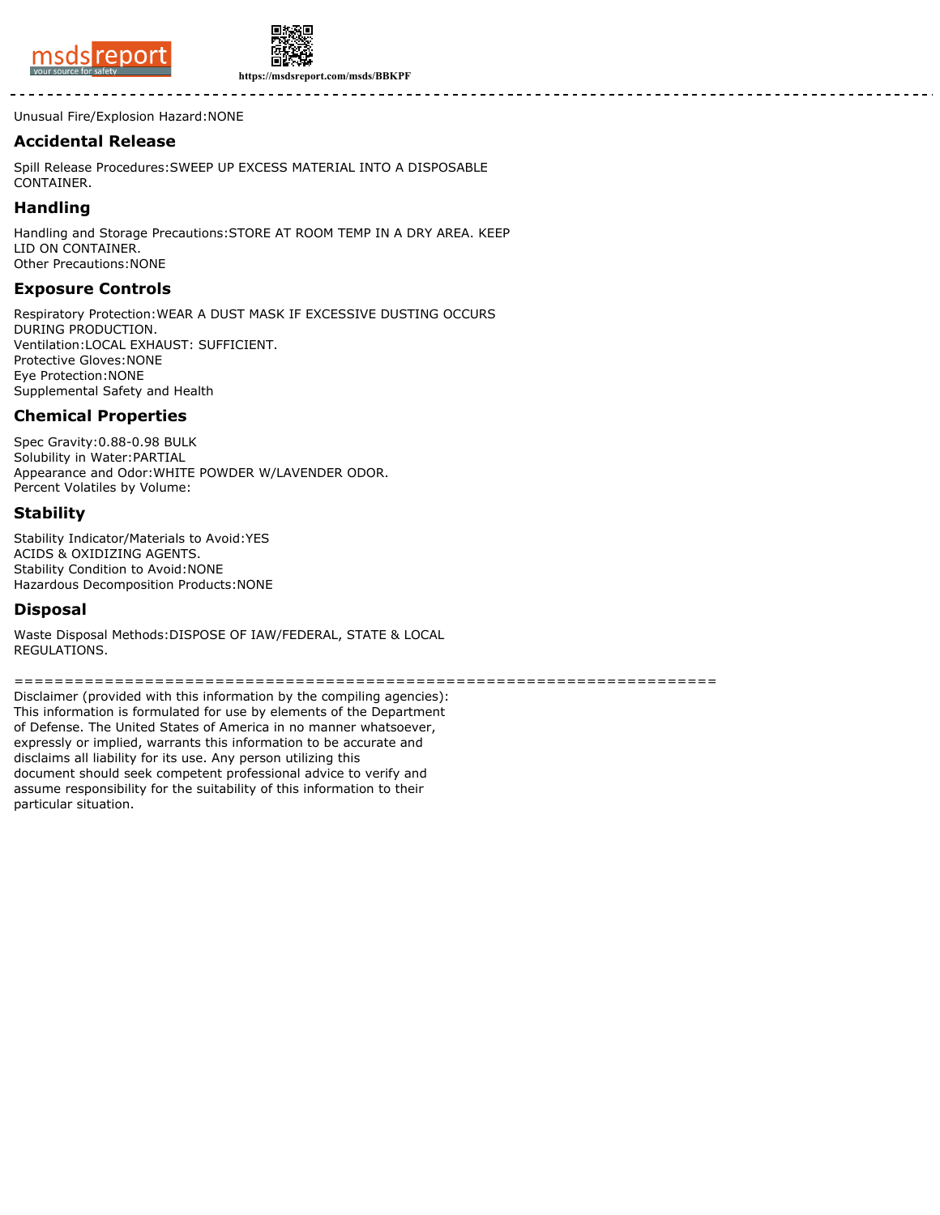Unusual Fire/Explosion Hazard:NONE

## Accidental Release

Spill Release Procedures:SWEEP UP EXCESS MATERIAL INTO A DISPOSABLE CONTAINER.

## Handling

Handling and Storage Precautions:STORE AT ROOM TEMP IN A DRY AREA. KEEP LID ON CONTAINER.
Other Precautions:NONE

## Exposure Controls

Respiratory Protection:WEAR A DUST MASK IF EXCESSIVE DUSTING OCCURS DURING PRODUCTION.
Ventilation:LOCAL EXHAUST: SUFFICIENT.
Protective Gloves:NONE
Eye Protection:NONE
Supplemental Safety and Health

## Chemical Properties

Spec Gravity:0.88-0.98 BULK
Solubility in Water:PARTIAL
Appearance and Odor:WHITE POWDER W/LAVENDER ODOR.
Percent Volatiles by Volume:

## Stability

Stability Indicator/Materials to Avoid:YES
ACIDS & OXIDIZING AGENTS.
Stability Condition to Avoid:NONE
Hazardous Decomposition Products:NONE

## Disposal

Waste Disposal Methods:DISPOSE OF IAW/FEDERAL, STATE & LOCAL REGULATIONS.

=======================================================================

Disclaimer (provided with this information by the compiling agencies):
This information is formulated for use by elements of the Department of Defense. The United States of America in no manner whatsoever, expressly or implied, warrants this information to be accurate and disclaims all liability for its use. Any person utilizing this document should seek competent professional advice to verify and assume responsibility for the suitability of this information to their particular situation.